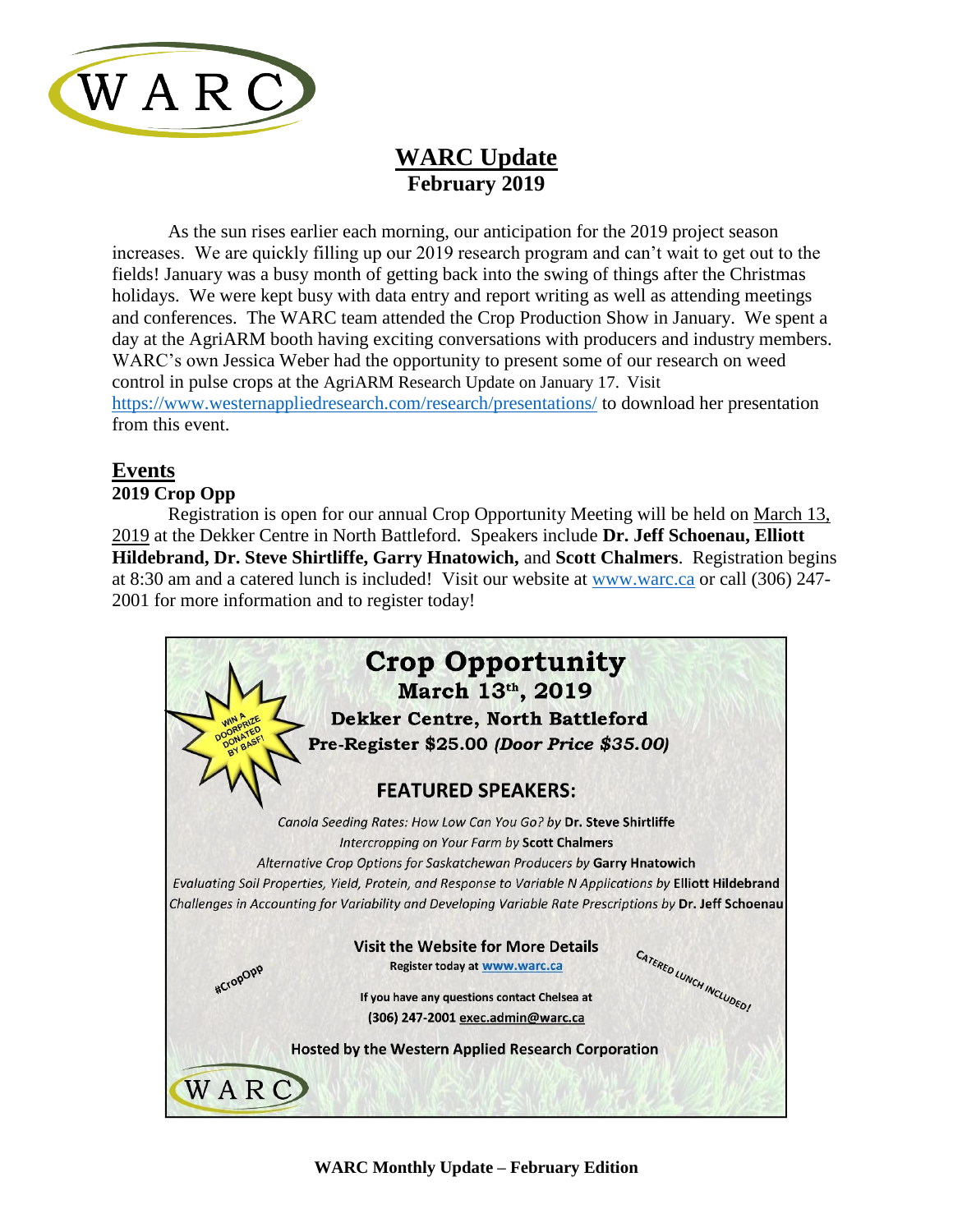# WARC Update
## February 2019

As the sun rises earlier each morning, our anticipation for the 2019 project season increases. We are quickly filling up our 2019 research program and can't wait to get out to the fields! January was a busy month of getting back into the swing of things after the Christmas holidays. We were kept busy with data entry and report writing as well as attending meetings and conferences. The WARC team attended the Crop Production Show in January. We spent a day at the AgriARM booth having exciting conversations with producers and industry members. WARC's own Jessica Weber had the opportunity to present some of our research on weed control in pulse crops at the AgriARM Research Update on January 17. Visit https://www.westernappliedresearch.com/research/presentations/ to download her presentation from this event.

## Events

### 2019 Crop Opp

Registration is open for our annual Crop Opportunity Meeting will be held on March 13, 2019 at the Dekker Centre in North Battleford. Speakers include **Dr. Jeff Schoenau, Elliott Hildebrand, Dr. Steve Shirtliffe, Garry Hnatowich,** and **Scott Chalmers**. Registration begins at 8:30 am and a catered lunch is included! Visit our website at www.warc.ca or call (306) 247-2001 for more information and to register today!

**Crop Opportunity**
**March 13th, 2019**
**Dekker Centre, North Battleford**
**Pre-Register $25.00 *(Door Price $35.00)***

WIN A DOORPRIZE DONATED BY BASF!

**FEATURED SPEAKERS:**

*Canola Seeding Rates: How Low Can You Go?* by **Dr. Steve Shirtliffe**
*Intercropping on Your Farm* by **Scott Chalmers**
*Alternative Crop Options for Saskatchewan Producers* by **Garry Hnatowich**
*Evaluating Soil Properties, Yield, Protein, and Response to Variable N Applications* by **Elliott Hildebrand**
*Challenges in Accounting for Variability and Developing Variable Rate Prescriptions* by **Dr. Jeff Schoenau**

**Visit the Website for More Details**
Register today at www.warc.ca

If you have any questions contact Chelsea at (306) 247-2001 exec.admin@warc.ca

CATERED LUNCH INCLUDED!

#CropOpp

Hosted by the Western Applied Research Corporation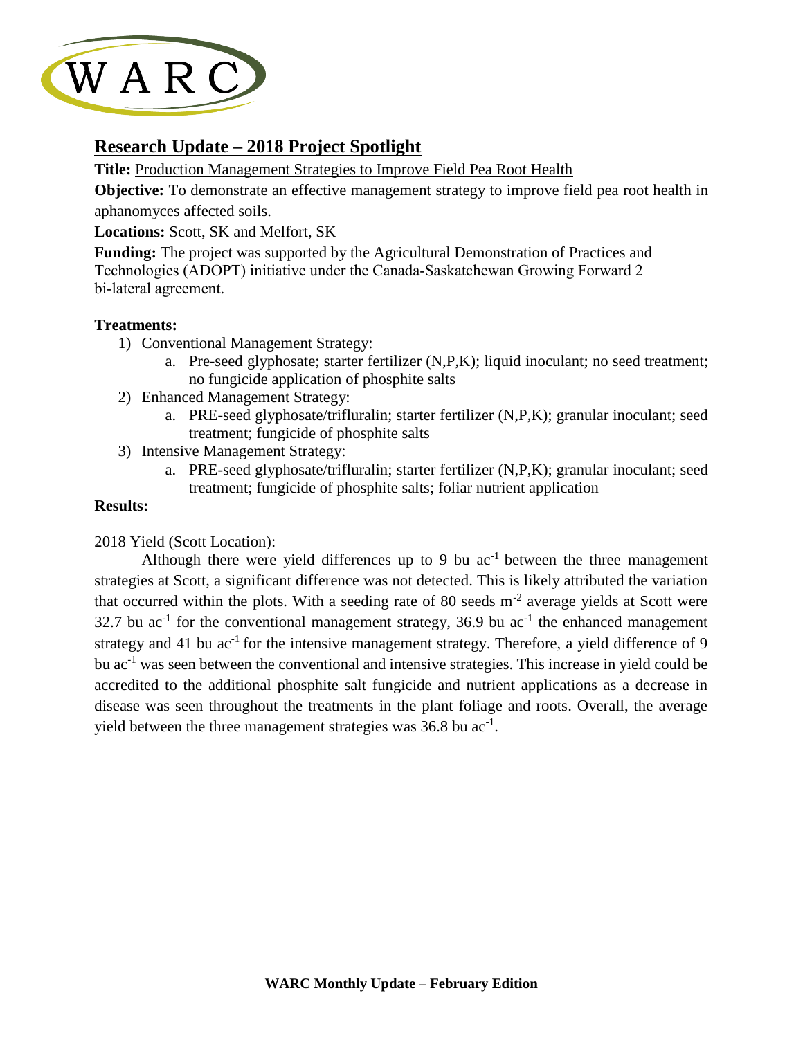WARC

## Research Update – 2018 Project Spotlight

**Title:** Production Management Strategies to Improve Field Pea Root Health

**Objective:** To demonstrate an effective management strategy to improve field pea root health in aphanomyces affected soils.

**Locations:** Scott, SK and Melfort, SK

**Funding:** The project was supported by the Agricultural Demonstration of Practices and Technologies (ADOPT) initiative under the Canada-Saskatchewan Growing Forward 2 bi-lateral agreement.

**Treatments:**

1) Conventional Management Strategy:
    a. Pre-seed glyphosate; starter fertilizer (N,P,K); liquid inoculant; no seed treatment; no fungicide application of phosphite salts
2) Enhanced Management Strategy:
    a. PRE-seed glyphosate/trifluralin; starter fertilizer (N,P,K); granular inoculant; seed treatment; fungicide of phosphite salts
3) Intensive Management Strategy:
    a. PRE-seed glyphosate/trifluralin; starter fertilizer (N,P,K); granular inoculant; seed treatment; fungicide of phosphite salts; foliar nutrient application

**Results:**

2018 Yield (Scott Location):

Although there were yield differences up to 9 bu $ac^{-1}$ between the three management strategies at Scott, a significant difference was not detected. This is likely attributed the variation that occurred within the plots. With a seeding rate of 80 seeds $m^{-2}$ average yields at Scott were 32.7 bu $ac^{-1}$ for the conventional management strategy, 36.9 bu $ac^{-1}$ the enhanced management strategy and 41 bu $ac^{-1}$ for the intensive management strategy. Therefore, a yield difference of 9 bu $ac^{-1}$ was seen between the conventional and intensive strategies. This increase in yield could be accredited to the additional phosphite salt fungicide and nutrient applications as a decrease in disease was seen throughout the treatments in the plant foliage and roots. Overall, the average yield between the three management strategies was 36.8 bu $ac^{-1}$.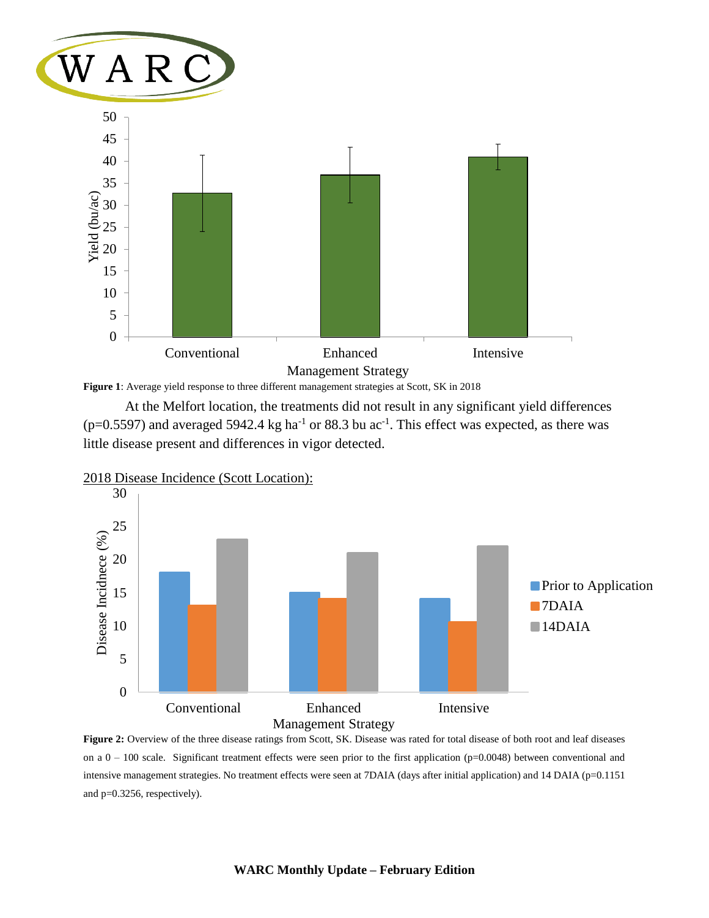**Figure 1**: Average yield response to three different management strategies at Scott, SK in 2018

At the Melfort location, the treatments did not result in any significant yield differences (p=0.5597) and averaged 5942.4 kg $ha^{-1}$ or 88.3 bu $ac^{-1}$. This effect was expected, as there was little disease present and differences in vigor detected.

2018 Disease Incidence (Scott Location):

**Figure 2:** Overview of the three disease ratings from Scott, SK. Disease was rated for total disease of both root and leaf diseases on a 0 – 100 scale. Significant treatment effects were seen prior to the first application (p=0.0048) between conventional and intensive management strategies. No treatment effects were seen at 7DAIA (days after initial application) and 14 DAIA (p=0.1151 and p=0.3256, respectively).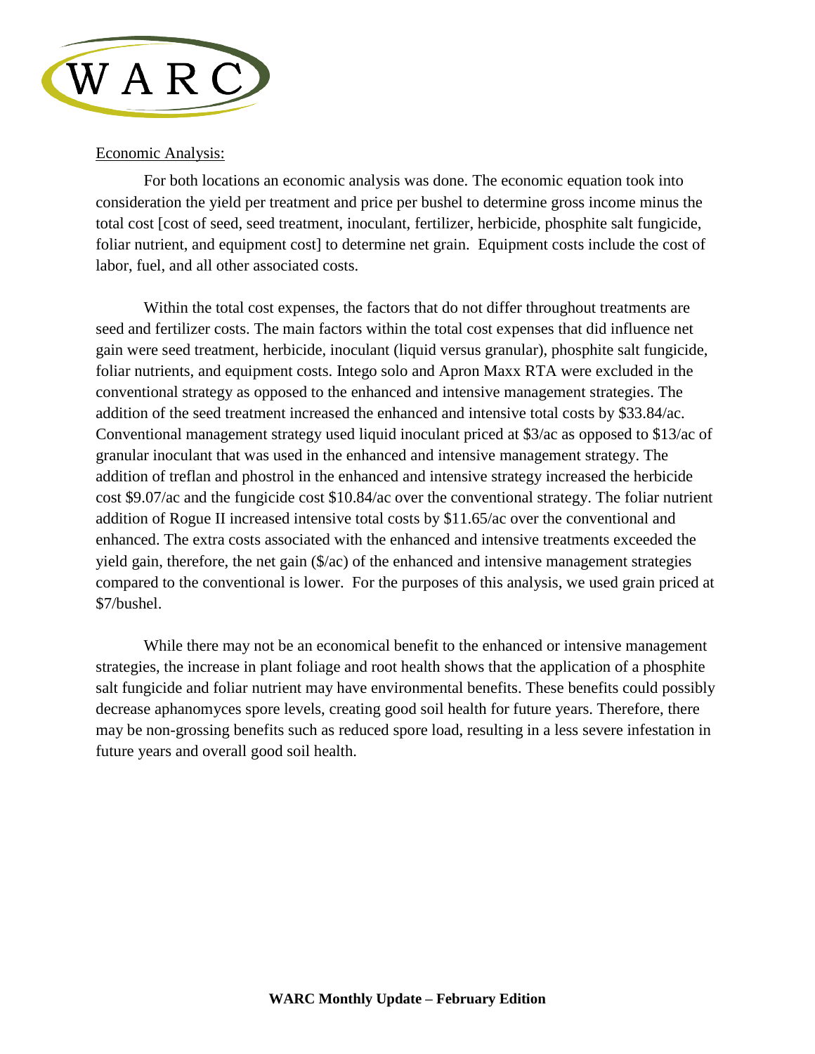Economic Analysis:

For both locations an economic analysis was done. The economic equation took into consideration the yield per treatment and price per bushel to determine gross income minus the total cost [cost of seed, seed treatment, inoculant, fertilizer, herbicide, phosphite salt fungicide, foliar nutrient, and equipment cost] to determine net grain. Equipment costs include the cost of labor, fuel, and all other associated costs.

Within the total cost expenses, the factors that do not differ throughout treatments are seed and fertilizer costs. The main factors within the total cost expenses that did influence net gain were seed treatment, herbicide, inoculant (liquid versus granular), phosphite salt fungicide, foliar nutrients, and equipment costs. Intego solo and Apron Maxx RTA were excluded in the conventional strategy as opposed to the enhanced and intensive management strategies. The addition of the seed treatment increased the enhanced and intensive total costs by $33.84/ac. Conventional management strategy used liquid inoculant priced at $3/ac as opposed to $13/ac of granular inoculant that was used in the enhanced and intensive management strategy. The addition of treflan and phostrol in the enhanced and intensive strategy increased the herbicide cost $9.07/ac and the fungicide cost $10.84/ac over the conventional strategy. The foliar nutrient addition of Rogue II increased intensive total costs by $11.65/ac over the conventional and enhanced. The extra costs associated with the enhanced and intensive treatments exceeded the yield gain, therefore, the net gain ($/ac) of the enhanced and intensive management strategies compared to the conventional is lower. For the purposes of this analysis, we used grain priced at $7/bushel.

While there may not be an economical benefit to the enhanced or intensive management strategies, the increase in plant foliage and root health shows that the application of a phosphite salt fungicide and foliar nutrient may have environmental benefits. These benefits could possibly decrease aphanomyces spore levels, creating good soil health for future years. Therefore, there may be non-grossing benefits such as reduced spore load, resulting in a less severe infestation in future years and overall good soil health.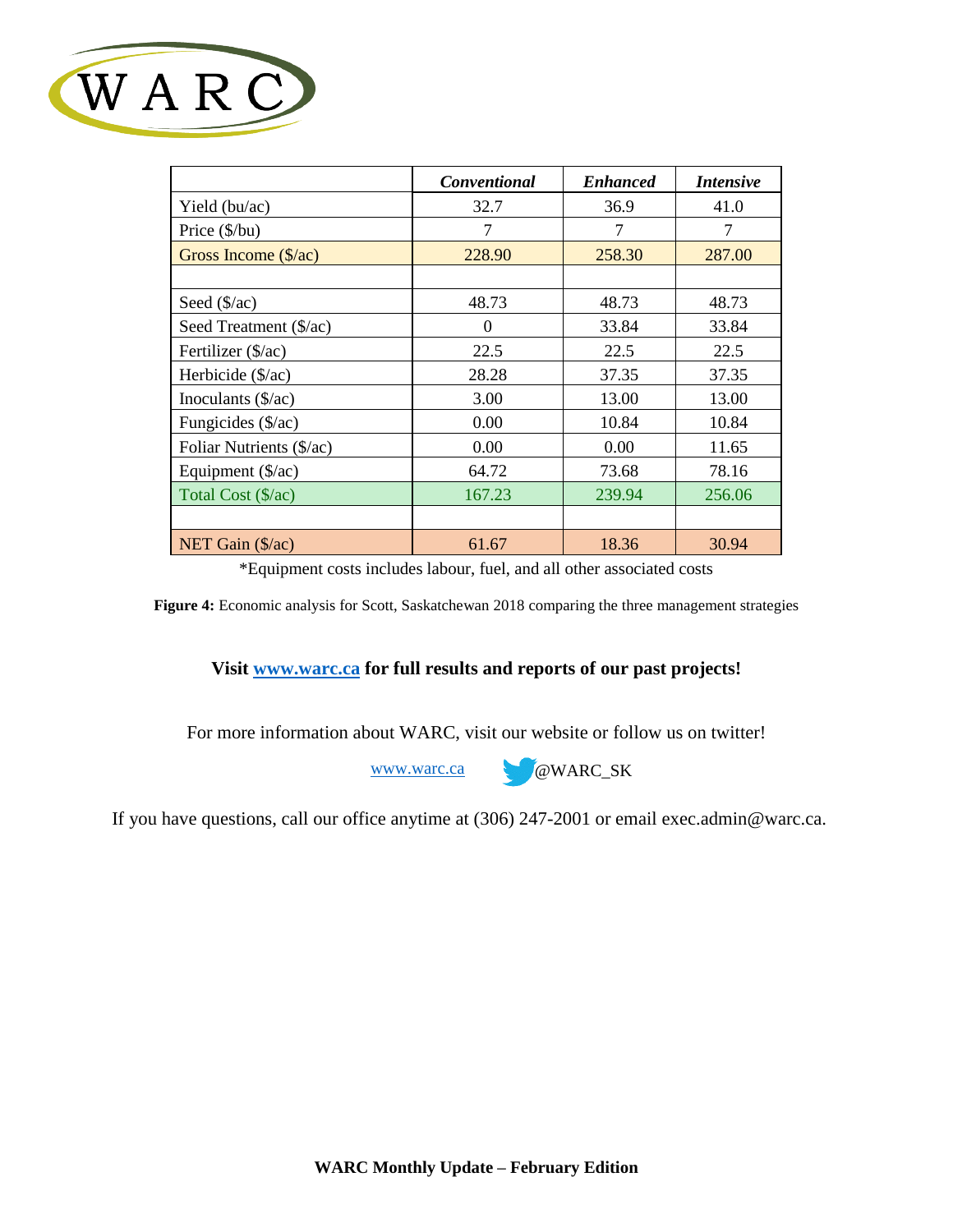| | *Conventional* | *Enhanced* | *Intensive* |
|---|---|---|---|
| Yield (bu/ac) | 32.7 | 36.9 | 41.0 |
| Price ($/bu) | 7 | 7 | 7 |
| Gross Income ($/ac) | 228.90 | 258.30 | 287.00 |
| | | | |
| Seed ($/ac) | 48.73 | 48.73 | 48.73 |
| Seed Treatment ($/ac) | 0 | 33.84 | 33.84 |
| Fertilizer ($/ac) | 22.5 | 22.5 | 22.5 |
| Herbicide ($/ac) | 28.28 | 37.35 | 37.35 |
| Inoculants ($/ac) | 3.00 | 13.00 | 13.00 |
| Fungicides ($/ac) | 0.00 | 10.84 | 10.84 |
| Foliar Nutrients ($/ac) | 0.00 | 0.00 | 11.65 |
| Equipment ($/ac) | 64.72 | 73.68 | 78.16 |
| Total Cost ($/ac) | 167.23 | 239.94 | 256.06 |
| | | | |
| NET Gain ($/ac) | 61.67 | 18.36 | 30.94 |

*Equipment costs includes labour, fuel, and all other associated costs

**Figure 4:** Economic analysis for Scott, Saskatchewan 2018 comparing the three management strategies

**Visit [www.warc.ca](www.warc.ca) for full results and reports of our past projects!**

For more information about WARC, visit our website or follow us on twitter!

[www.warc.ca](www.warc.ca) @WARC_SK

If you have questions, call our office anytime at (306) 247-2001 or email exec.admin@warc.ca.